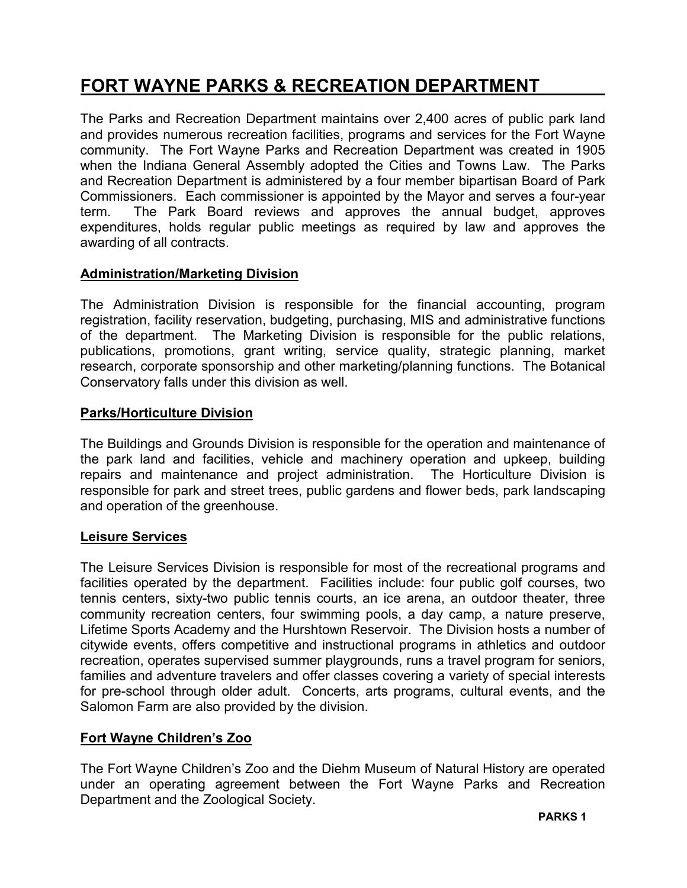# FORT WAYNE PARKS & RECREATION DEPARTMENT

The Parks and Recreation Department maintains over 2,400 acres of public park land and provides numerous recreation facilities, programs and services for the Fort Wayne community. The Fort Wayne Parks and Recreation Department was created in 1905 when the Indiana General Assembly adopted the Cities and Towns Law. The Parks and Recreation Department is administered by a four member bipartisan Board of Park Commissioners. Each commissioner is appointed by the Mayor and serves a four-year term. The Park Board reviews and approves the annual budget, approves expenditures, holds regular public meetings as required by law and approves the awarding of all contracts.

## Administration/Marketing Division

The Administration Division is responsible for the financial accounting, program registration, facility reservation, budgeting, purchasing, MIS and administrative functions of the department. The Marketing Division is responsible for the public relations, publications, promotions, grant writing, service quality, strategic planning, market research, corporate sponsorship and other marketing/planning functions. The Botanical Conservatory falls under this division as well.

## Parks/Horticulture Division

The Buildings and Grounds Division is responsible for the operation and maintenance of the park land and facilities, vehicle and machinery operation and upkeep, building repairs and maintenance and project administration. The Horticulture Division is responsible for park and street trees, public gardens and flower beds, park landscaping and operation of the greenhouse.

## Leisure Services

The Leisure Services Division is responsible for most of the recreational programs and facilities operated by the department. Facilities include: four public golf courses, two tennis centers, sixty-two public tennis courts, an ice arena, an outdoor theater, three community recreation centers, four swimming pools, a day camp, a nature preserve, Lifetime Sports Academy and the Hurshtown Reservoir. The Division hosts a number of citywide events, offers competitive and instructional programs in athletics and outdoor recreation, operates supervised summer playgrounds, runs a travel program for seniors, families and adventure travelers and offer classes covering a variety of special interests for pre-school through older adult. Concerts, arts programs, cultural events, and the Salomon Farm are also provided by the division.

## Fort Wayne Children's Zoo

The Fort Wayne Children's Zoo and the Diehm Museum of Natural History are operated under an operating agreement between the Fort Wayne Parks and Recreation Department and the Zoological Society.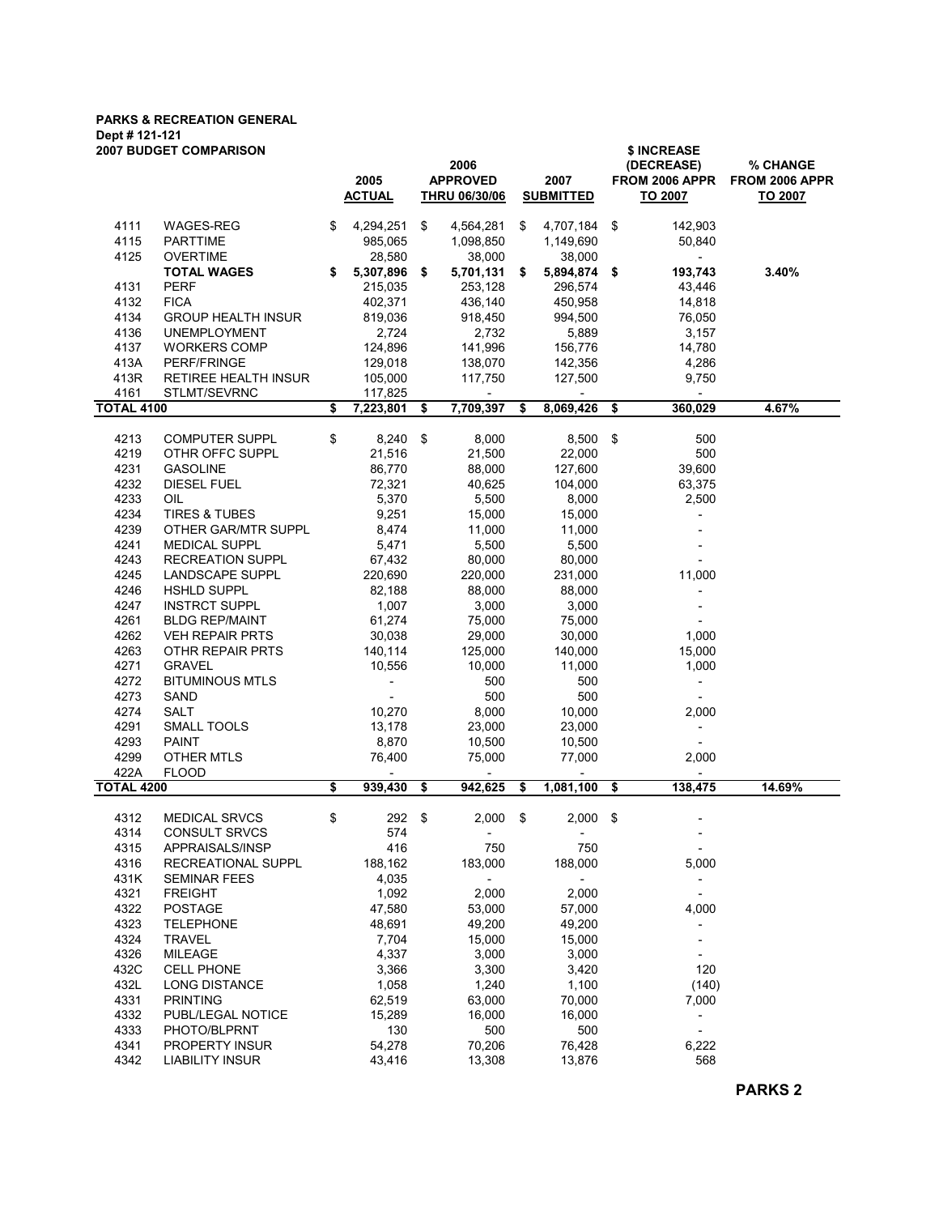**PARKS & RECREATION GENERAL**
**Dept # 121-121**
**2007 BUDGET COMPARISON**

| | | 2005 ACTUAL | 2006 APPROVED THRU 06/30/06 | 2007 SUBMITTED | $ INCREASE (DECREASE) FROM 2006 APPR TO 2007 | % CHANGE FROM 2006 APPR TO 2007 |
|---|---|---|---|---|---|---|
| 4111 | WAGES-REG | $ 4,294,251 | $ 4,564,281 | $ 4,707,184 | $ 142,903 | |
| 4115 | PARTTIME | 985,065 | 1,098,850 | 1,149,690 | 50,840 | |
| 4125 | OVERTIME | 28,580 | 38,000 | 38,000 | - | |
| | **TOTAL WAGES** | **$ 5,307,896** | **$ 5,701,131** | **$ 5,894,874** | **$ 193,743** | **3.40%** |
| 4131 | PERF | 215,035 | 253,128 | 296,574 | 43,446 | |
| 4132 | FICA | 402,371 | 436,140 | 450,958 | 14,818 | |
| 4134 | GROUP HEALTH INSUR | 819,036 | 918,450 | 994,500 | 76,050 | |
| 4136 | UNEMPLOYMENT | 2,724 | 2,732 | 5,889 | 3,157 | |
| 4137 | WORKERS COMP | 124,896 | 141,996 | 156,776 | 14,780 | |
| 413A | PERF/FRINGE | 129,018 | 138,070 | 142,356 | 4,286 | |
| 413R | RETIREE HEALTH INSUR | 105,000 | 117,750 | 127,500 | 9,750 | |
| 4161 | STLMT/SEVRNC | 117,825 | - | - | - | |
| **TOTAL 4100** | | **$ 7,223,801** | **$ 7,709,397** | **$ 8,069,426** | **$ 360,029** | **4.67%** |
| 4213 | COMPUTER SUPPL | $ 8,240 | $ 8,000 | 8,500 | $ 500 | |
| 4219 | OTHR OFFC SUPPL | 21,516 | 21,500 | 22,000 | 500 | |
| 4231 | GASOLINE | 86,770 | 88,000 | 127,600 | 39,600 | |
| 4232 | DIESEL FUEL | 72,321 | 40,625 | 104,000 | 63,375 | |
| 4233 | OIL | 5,370 | 5,500 | 8,000 | 2,500 | |
| 4234 | TIRES & TUBES | 9,251 | 15,000 | 15,000 | - | |
| 4239 | OTHER GAR/MTR SUPPL | 8,474 | 11,000 | 11,000 | - | |
| 4241 | MEDICAL SUPPL | 5,471 | 5,500 | 5,500 | - | |
| 4243 | RECREATION SUPPL | 67,432 | 80,000 | 80,000 | - | |
| 4245 | LANDSCAPE SUPPL | 220,690 | 220,000 | 231,000 | 11,000 | |
| 4246 | HSHLD SUPPL | 82,188 | 88,000 | 88,000 | - | |
| 4247 | INSTRCT SUPPL | 1,007 | 3,000 | 3,000 | - | |
| 4261 | BLDG REP/MAINT | 61,274 | 75,000 | 75,000 | - | |
| 4262 | VEH REPAIR PRTS | 30,038 | 29,000 | 30,000 | 1,000 | |
| 4263 | OTHR REPAIR PRTS | 140,114 | 125,000 | 140,000 | 15,000 | |
| 4271 | GRAVEL | 10,556 | 10,000 | 11,000 | 1,000 | |
| 4272 | BITUMINOUS MTLS | - | 500 | 500 | - | |
| 4273 | SAND | - | 500 | 500 | - | |
| 4274 | SALT | 10,270 | 8,000 | 10,000 | 2,000 | |
| 4291 | SMALL TOOLS | 13,178 | 23,000 | 23,000 | - | |
| 4293 | PAINT | 8,870 | 10,500 | 10,500 | - | |
| 4299 | OTHER MTLS | 76,400 | 75,000 | 77,000 | 2,000 | |
| 422A | FLOOD | - | - | - | - | |
| **TOTAL 4200** | | **$ 939,430** | **$ 942,625** | **$ 1,081,100** | **$ 138,475** | **14.69%** |
| 4312 | MEDICAL SRVCS | $ 292 | $ 2,000 | $ 2,000 | $ - | |
| 4314 | CONSULT SRVCS | 574 | - | - | - | |
| 4315 | APPRAISALS/INSP | 416 | 750 | 750 | - | |
| 4316 | RECREATIONAL SUPPL | 188,162 | 183,000 | 188,000 | 5,000 | |
| 431K | SEMINAR FEES | 4,035 | - | - | - | |
| 4321 | FREIGHT | 1,092 | 2,000 | 2,000 | - | |
| 4322 | POSTAGE | 47,580 | 53,000 | 57,000 | 4,000 | |
| 4323 | TELEPHONE | 48,691 | 49,200 | 49,200 | - | |
| 4324 | TRAVEL | 7,704 | 15,000 | 15,000 | - | |
| 4326 | MILEAGE | 4,337 | 3,000 | 3,000 | - | |
| 432C | CELL PHONE | 3,366 | 3,300 | 3,420 | 120 | |
| 432L | LONG DISTANCE | 1,058 | 1,240 | 1,100 | (140) | |
| 4331 | PRINTING | 62,519 | 63,000 | 70,000 | 7,000 | |
| 4332 | PUBL/LEGAL NOTICE | 15,289 | 16,000 | 16,000 | - | |
| 4333 | PHOTO/BLPRNT | 130 | 500 | 500 | - | |
| 4341 | PROPERTY INSUR | 54,278 | 70,206 | 76,428 | 6,222 | |
| 4342 | LIABILITY INSUR | 43,416 | 13,308 | 13,876 | 568 | |

**PARKS 2**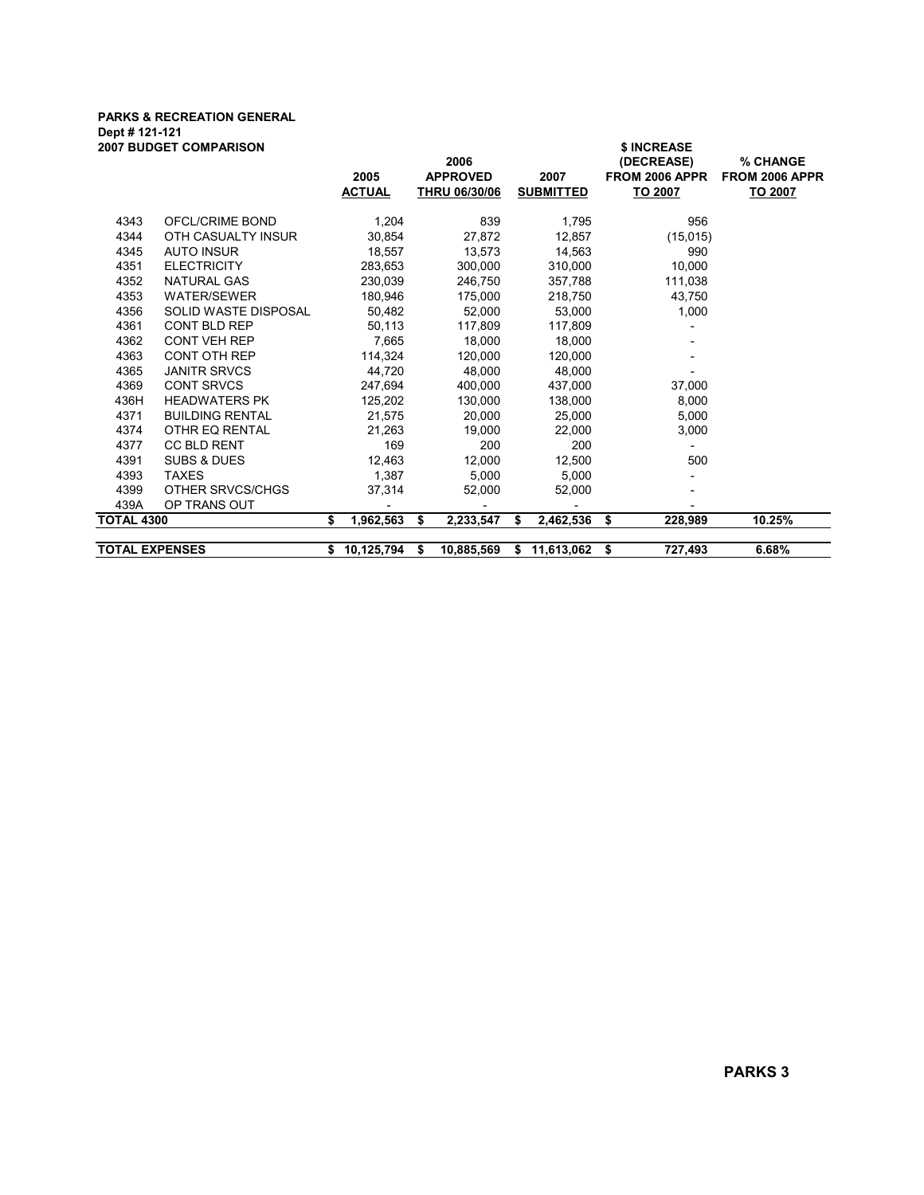**PARKS & RECREATION GENERAL**
**Dept # 121-121**
**2007 BUDGET COMPARISON**

| | | 2005 ACTUAL | 2006 APPROVED THRU 06/30/06 | 2007 SUBMITTED | $ INCREASE (DECREASE) FROM 2006 APPR TO 2007 | % CHANGE FROM 2006 APPR TO 2007 |
|---|---|---|---|---|---|---|
| 4343 | OFCL/CRIME BOND | 1,204 | 839 | 1,795 | 956 | |
| 4344 | OTH CASUALTY INSUR | 30,854 | 27,872 | 12,857 | (15,015) | |
| 4345 | AUTO INSUR | 18,557 | 13,573 | 14,563 | 990 | |
| 4351 | ELECTRICITY | 283,653 | 300,000 | 310,000 | 10,000 | |
| 4352 | NATURAL GAS | 230,039 | 246,750 | 357,788 | 111,038 | |
| 4353 | WATER/SEWER | 180,946 | 175,000 | 218,750 | 43,750 | |
| 4356 | SOLID WASTE DISPOSAL | 50,482 | 52,000 | 53,000 | 1,000 | |
| 4361 | CONT BLD REP | 50,113 | 117,809 | 117,809 | - | |
| 4362 | CONT VEH REP | 7,665 | 18,000 | 18,000 | - | |
| 4363 | CONT OTH REP | 114,324 | 120,000 | 120,000 | - | |
| 4365 | JANITR SRVCS | 44,720 | 48,000 | 48,000 | - | |
| 4369 | CONT SRVCS | 247,694 | 400,000 | 437,000 | 37,000 | |
| 436H | HEADWATERS PK | 125,202 | 130,000 | 138,000 | 8,000 | |
| 4371 | BUILDING RENTAL | 21,575 | 20,000 | 25,000 | 5,000 | |
| 4374 | OTHR EQ RENTAL | 21,263 | 19,000 | 22,000 | 3,000 | |
| 4377 | CC BLD RENT | 169 | 200 | 200 | - | |
| 4391 | SUBS & DUES | 12,463 | 12,000 | 12,500 | 500 | |
| 4393 | TAXES | 1,387 | 5,000 | 5,000 | - | |
| 4399 | OTHER SRVCS/CHGS | 37,314 | 52,000 | 52,000 | - | |
| 439A | OP TRANS OUT | - | - | - | - | |
| **TOTAL 4300** | | **$ 1,962,563** | **$ 2,233,547** | **$ 2,462,536** | **$ 228,989** | **10.25%** |
| **TOTAL EXPENSES** | | **$ 10,125,794** | **$ 10,885,569** | **$ 11,613,062** | **$ 727,493** | **6.68%** |

**PARKS 3**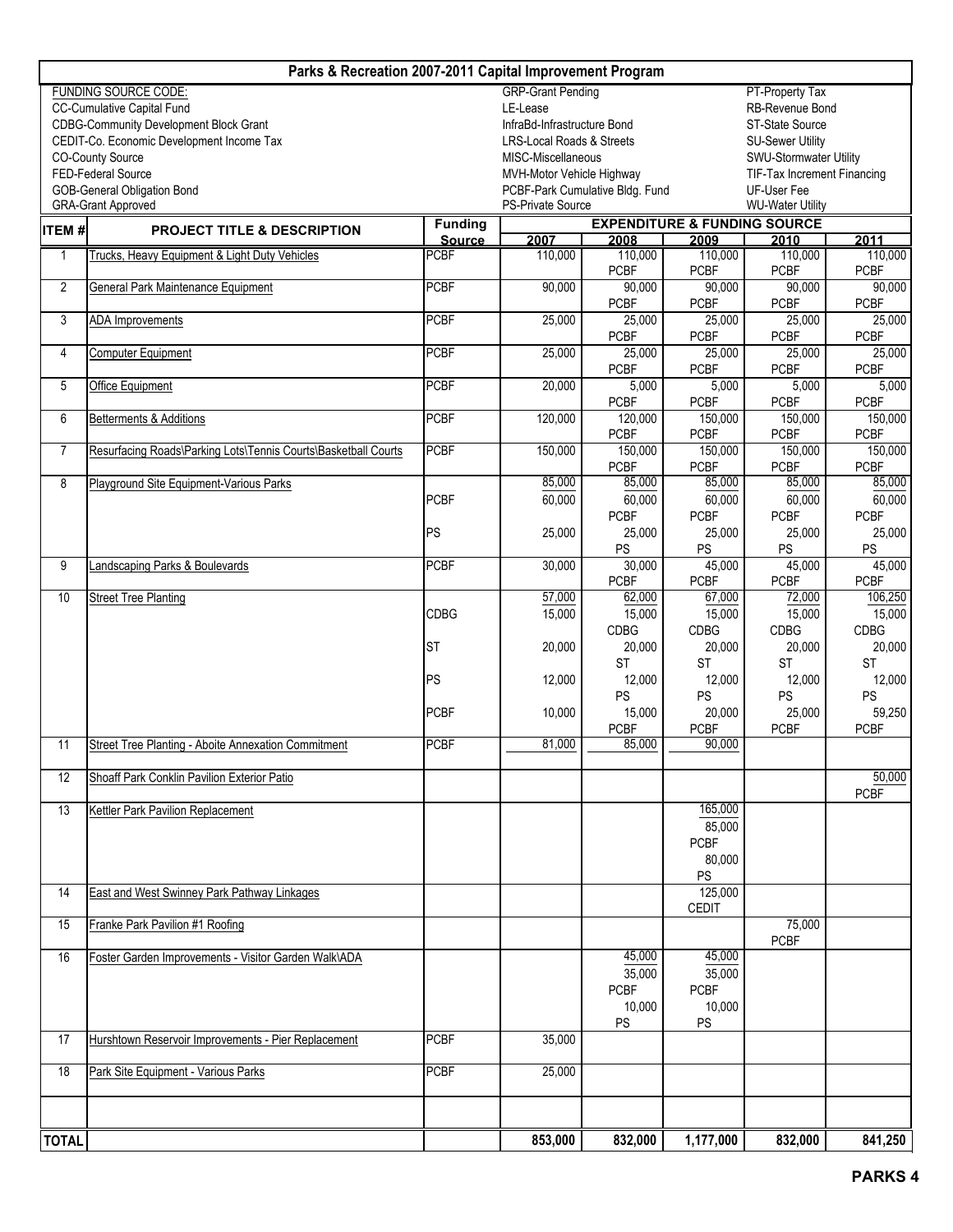# Parks & Recreation 2007-2011 Capital Improvement Program

| FUNDING SOURCE CODE: | | |
|---|---|---|
| CC-Cumulative Capital Fund | GRP-Grant Pending | PT-Property Tax |
| CDBG-Community Development Block Grant | LE-Lease | RB-Revenue Bond |
| CEDIT-Co. Economic Development Income Tax | InfraBd-Infrastructure Bond | ST-State Source |
| CO-County Source | LRS-Local Roads & Streets | SU-Sewer Utility |
| FED-Federal Source | MISC-Miscellaneous | SWU-Stormwater Utility |
| GOB-General Obligation Bond | MVH-Motor Vehicle Highway | TIF-Tax Increment Financing |
| GRA-Grant Approved | PCBF-Park Cumulative Bldg. Fund | UF-User Fee |
| | PS-Private Source | WU-Water Utility |

| ITEM # | PROJECT TITLE & DESCRIPTION | Funding Source | EXPENDITURE & FUNDING SOURCE 2007 | 2008 | 2009 | 2010 | 2011 |
|---|---|---|---|---|---|---|---|
| 1 | Trucks, Heavy Equipment & Light Duty Vehicles | PCBF | 110,000 | 110,000 PCBF | 110,000 PCBF | 110,000 PCBF | 110,000 PCBF |
| 2 | General Park Maintenance Equipment | PCBF | 90,000 | 90,000 PCBF | 90,000 PCBF | 90,000 PCBF | 90,000 PCBF |
| 3 | ADA Improvements | PCBF | 25,000 | 25,000 PCBF | 25,000 PCBF | 25,000 PCBF | 25,000 PCBF |
| 4 | Computer Equipment | PCBF | 25,000 | 25,000 PCBF | 25,000 PCBF | 25,000 PCBF | 25,000 PCBF |
| 5 | Office Equipment | PCBF | 20,000 | 5,000 PCBF | 5,000 PCBF | 5,000 PCBF | 5,000 PCBF |
| 6 | Betterments & Additions | PCBF | 120,000 | 120,000 PCBF | 150,000 PCBF | 150,000 PCBF | 150,000 PCBF |
| 7 | Resurfacing Roads\Parking Lots\Tennis Courts\Basketball Courts | PCBF | 150,000 | 150,000 PCBF | 150,000 PCBF | 150,000 PCBF | 150,000 PCBF |
| 8 | Playground Site Equipment-Various Parks | | 85,000 | 85,000 | 85,000 | 85,000 | 85,000 |
| | | PCBF | 60,000 | 60,000 PCBF | 60,000 PCBF | 60,000 PCBF | 60,000 PCBF |
| | | PS | 25,000 | 25,000 PS | 25,000 PS | 25,000 PS | 25,000 PS |
| 9 | Landscaping Parks & Boulevards | PCBF | 30,000 | 30,000 PCBF | 45,000 PCBF | 45,000 PCBF | 45,000 PCBF |
| 10 | Street Tree Planting | | 57,000 | 62,000 | 67,000 | 72,000 | 106,250 |
| | | CDBG | 15,000 | 15,000 CDBG | 15,000 CDBG | 15,000 CDBG | 15,000 CDBG |
| | | ST | 20,000 | 20,000 ST | 20,000 ST | 20,000 ST | 20,000 ST |
| | | PS | 12,000 | 12,000 PS | 12,000 PS | 12,000 PS | 12,000 PS |
| | | PCBF | 10,000 | 15,000 PCBF | 20,000 PCBF | 25,000 PCBF | 59,250 PCBF |
| 11 | Street Tree Planting - Aboite Annexation Commitment | PCBF | 81,000 | 85,000 | 90,000 | | |
| 12 | Shoaff Park Conklin Pavilion Exterior Patio | | | | | | 50,000 PCBF |
| 13 | Kettler Park Pavilion Replacement | | | | 165,000 | | |
| | | | | | 85,000 PCBF | | |
| | | | | | 80,000 PS | | |
| 14 | East and West Swinney Park Pathway Linkages | | | | 125,000 CEDIT | | |
| 15 | Franke Park Pavilion #1 Roofing | | | | | 75,000 PCBF | |
| 16 | Foster Garden Improvements - Visitor Garden Walk\ADA | | | 45,000 | 45,000 | | |
| | | | | 35,000 PCBF | 35,000 PCBF | | |
| | | | | 10,000 PS | 10,000 PS | | |
| 17 | Hurshtown Reservoir Improvements - Pier Replacement | PCBF | 35,000 | | | | |
| 18 | Park Site Equipment - Various Parks | PCBF | 25,000 | | | | |
| | | | | | | | |
| TOTAL | | | 853,000 | 832,000 | 1,177,000 | 832,000 | 841,250 |

PARKS 4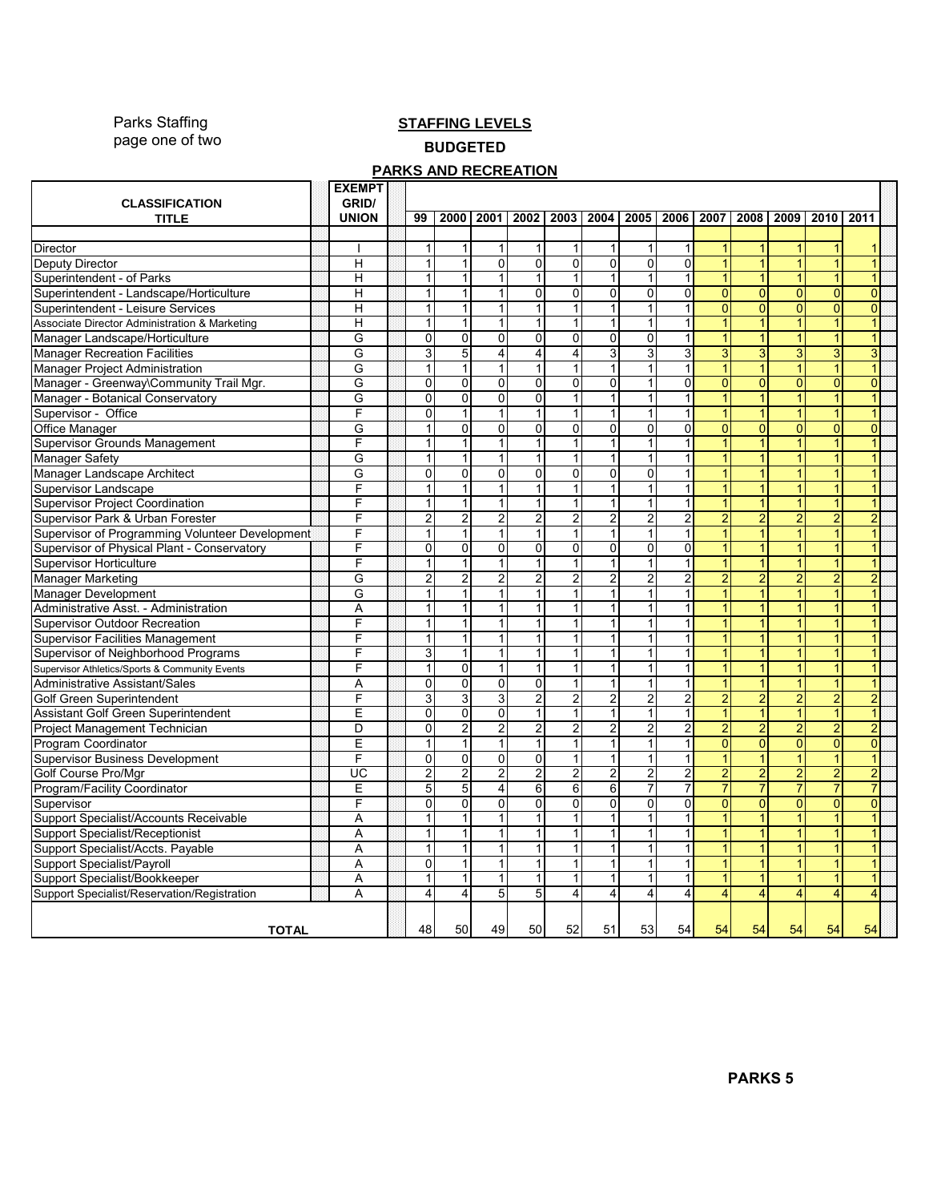Parks Staffing
page one of two

## STAFFING LEVELS

### BUDGETED

### PARKS AND RECREATION

| CLASSIFICATION TITLE | EXEMPT GRID/ UNION | 99 | 2000 | 2001 | 2002 | 2003 | 2004 | 2005 | 2006 | 2007 | 2008 | 2009 | 2010 | 2011 |
|---|---|---|---|---|---|---|---|---|---|---|---|---|---|---|
| Director | I | 1 | 1 | 1 | 1 | 1 | 1 | 1 | 1 | 1 | 1 | 1 | 1 | 1 |
| Deputy Director | H | 1 | 1 | 0 | 0 | 0 | 0 | 0 | 0 | 1 | 1 | 1 | 1 | 1 |
| Superintendent - of Parks | H | 1 | 1 | 1 | 1 | 1 | 1 | 1 | 1 | 1 | 1 | 1 | 1 | 1 |
| Superintendent - Landscape/Horticulture | H | 1 | 1 | 1 | 0 | 0 | 0 | 0 | 0 | 0 | 0 | 0 | 0 | 0 |
| Superintendent - Leisure Services | H | 1 | 1 | 1 | 1 | 1 | 1 | 1 | 1 | 0 | 0 | 0 | 0 | 0 |
| Associate Director Administration & Marketing | H | 1 | 1 | 1 | 1 | 1 | 1 | 1 | 1 | 1 | 1 | 1 | 1 | 1 |
| Manager Landscape/Horticulture | G | 0 | 0 | 0 | 0 | 0 | 0 | 0 | 1 | 1 | 1 | 1 | 1 | 1 |
| Manager Recreation Facilities | G | 3 | 5 | 4 | 4 | 4 | 3 | 3 | 3 | 3 | 3 | 3 | 3 | 3 |
| Manager Project Administration | G | 1 | 1 | 1 | 1 | 1 | 1 | 1 | 1 | 1 | 1 | 1 | 1 | 1 |
| Manager - Greenway\Community Trail Mgr. | G | 0 | 0 | 0 | 0 | 0 | 0 | 1 | 0 | 0 | 0 | 0 | 0 | 0 |
| Manager - Botanical Conservatory | G | 0 | 0 | 0 | 0 | 1 | 1 | 1 | 1 | 1 | 1 | 1 | 1 | 1 |
| Supervisor - Office | F | 0 | 1 | 1 | 1 | 1 | 1 | 1 | 1 | 1 | 1 | 1 | 1 | 1 |
| Office Manager | G | 1 | 0 | 0 | 0 | 0 | 0 | 0 | 0 | 0 | 0 | 0 | 0 | 0 |
| Supervisor Grounds Management | F | 1 | 1 | 1 | 1 | 1 | 1 | 1 | 1 | 1 | 1 | 1 | 1 | 1 |
| Manager Safety | G | 1 | 1 | 1 | 1 | 1 | 1 | 1 | 1 | 1 | 1 | 1 | 1 | 1 |
| Manager Landscape Architect | G | 0 | 0 | 0 | 0 | 0 | 0 | 0 | 1 | 1 | 1 | 1 | 1 | 1 |
| Supervisor Landscape | F | 1 | 1 | 1 | 1 | 1 | 1 | 1 | 1 | 1 | 1 | 1 | 1 | 1 |
| Supervisor Project Coordination | F | 1 | 1 | 1 | 1 | 1 | 1 | 1 | 1 | 1 | 1 | 1 | 1 | 1 |
| Supervisor Park & Urban Forester | F | 2 | 2 | 2 | 2 | 2 | 2 | 2 | 2 | 2 | 2 | 2 | 2 | 2 |
| Supervisor of Programming Volunteer Development | F | 1 | 1 | 1 | 1 | 1 | 1 | 1 | 1 | 1 | 1 | 1 | 1 | 1 |
| Supervisor of Physical Plant - Conservatory | F | 0 | 0 | 0 | 0 | 0 | 0 | 0 | 0 | 1 | 1 | 1 | 1 | 1 |
| Supervisor Horticulture | F | 1 | 1 | 1 | 1 | 1 | 1 | 1 | 1 | 1 | 1 | 1 | 1 | 1 |
| Manager Marketing | G | 2 | 2 | 2 | 2 | 2 | 2 | 2 | 2 | 2 | 2 | 2 | 2 | 2 |
| Manager Development | G | 1 | 1 | 1 | 1 | 1 | 1 | 1 | 1 | 1 | 1 | 1 | 1 | 1 |
| Administrative Asst. - Administration | A | 1 | 1 | 1 | 1 | 1 | 1 | 1 | 1 | 1 | 1 | 1 | 1 | 1 |
| Supervisor Outdoor Recreation | F | 1 | 1 | 1 | 1 | 1 | 1 | 1 | 1 | 1 | 1 | 1 | 1 | 1 |
| Supervisor Facilities Management | F | 1 | 1 | 1 | 1 | 1 | 1 | 1 | 1 | 1 | 1 | 1 | 1 | 1 |
| Supervisor of Neighborhood Programs | F | 3 | 1 | 1 | 1 | 1 | 1 | 1 | 1 | 1 | 1 | 1 | 1 | 1 |
| Supervisor Athletics/Sports & Community Events | F | 1 | 0 | 1 | 1 | 1 | 1 | 1 | 1 | 1 | 1 | 1 | 1 | 1 |
| Administrative Assistant/Sales | A | 0 | 0 | 0 | 0 | 1 | 1 | 1 | 1 | 1 | 1 | 1 | 1 | 1 |
| Golf Green Superintendent | F | 3 | 3 | 3 | 2 | 2 | 2 | 2 | 2 | 2 | 2 | 2 | 2 | 2 |
| Assistant Golf Green Superintendent | E | 0 | 0 | 0 | 1 | 1 | 1 | 1 | 1 | 1 | 1 | 1 | 1 | 1 |
| Project Management Technician | D | 0 | 2 | 2 | 2 | 2 | 2 | 2 | 2 | 2 | 2 | 2 | 2 | 2 |
| Program Coordinator | E | 1 | 1 | 1 | 1 | 1 | 1 | 1 | 1 | 0 | 0 | 0 | 0 | 0 |
| Supervisor Business Development | F | 0 | 0 | 0 | 0 | 1 | 1 | 1 | 1 | 1 | 1 | 1 | 1 | 1 |
| Golf Course Pro/Mgr | UC | 2 | 2 | 2 | 2 | 2 | 2 | 2 | 2 | 2 | 2 | 2 | 2 | 2 |
| Program/Facility Coordinator | E | 5 | 5 | 4 | 6 | 6 | 6 | 7 | 7 | 7 | 7 | 7 | 7 | 7 |
| Supervisor | F | 0 | 0 | 0 | 0 | 0 | 0 | 0 | 0 | 0 | 0 | 0 | 0 | 0 |
| Support Specialist/Accounts Receivable | A | 1 | 1 | 1 | 1 | 1 | 1 | 1 | 1 | 1 | 1 | 1 | 1 | 1 |
| Support Specialist/Receptionist | A | 1 | 1 | 1 | 1 | 1 | 1 | 1 | 1 | 1 | 1 | 1 | 1 | 1 |
| Support Specialist/Accts. Payable | A | 1 | 1 | 1 | 1 | 1 | 1 | 1 | 1 | 1 | 1 | 1 | 1 | 1 |
| Support Specialist/Payroll | A | 0 | 1 | 1 | 1 | 1 | 1 | 1 | 1 | 1 | 1 | 1 | 1 | 1 |
| Support Specialist/Bookkeeper | A | 1 | 1 | 1 | 1 | 1 | 1 | 1 | 1 | 1 | 1 | 1 | 1 | 1 |
| Support Specialist/Reservation/Registration | A | 4 | 4 | 5 | 5 | 4 | 4 | 4 | 4 | 4 | 4 | 4 | 4 | 4 |
| **TOTAL** | | 48 | 50 | 49 | 50 | 52 | 51 | 53 | 54 | 54 | 54 | 54 | 54 | 54 |

**PARKS 5**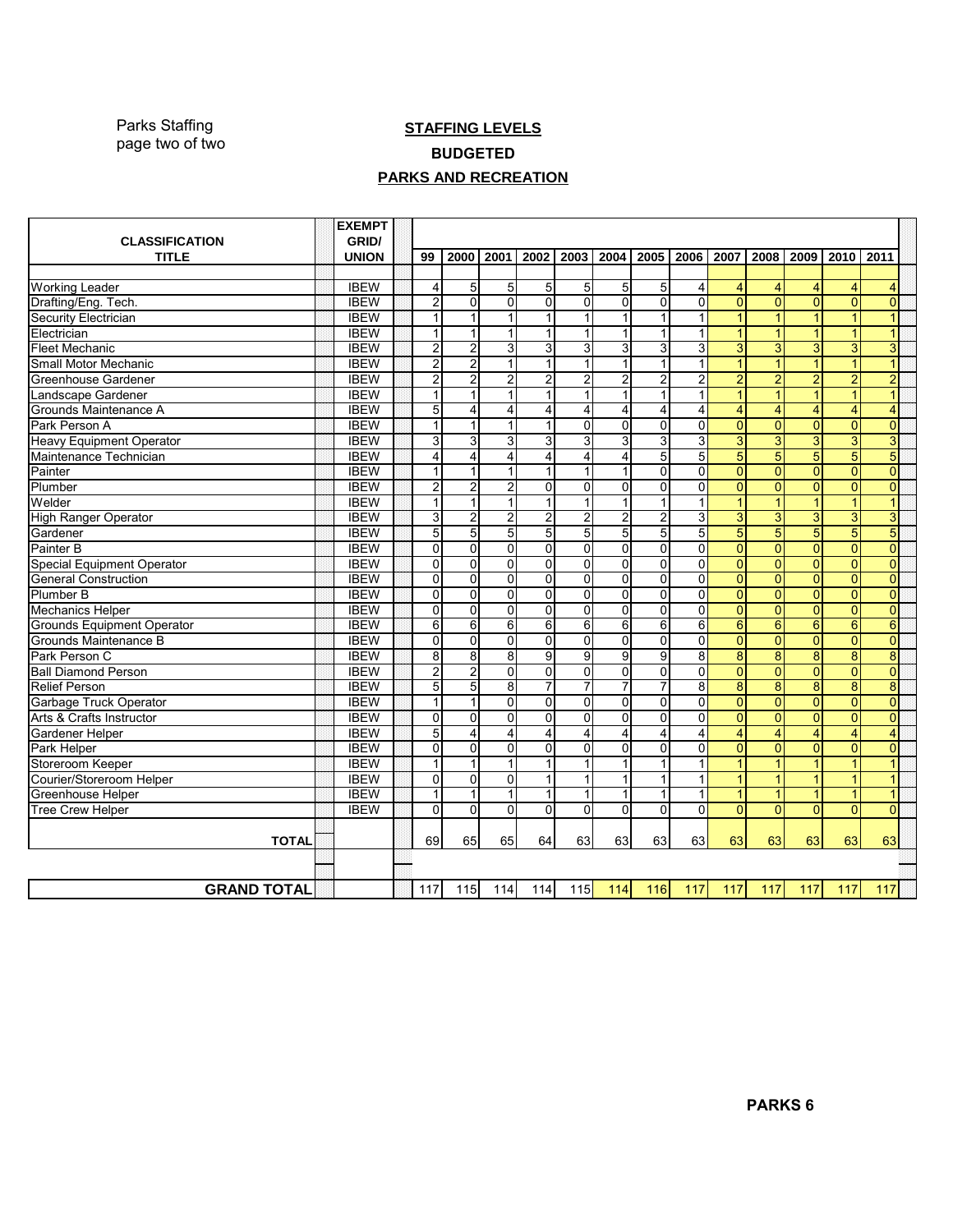Parks Staffing
page two of two

## STAFFING LEVELS

### BUDGETED

### PARKS AND RECREATION

| CLASSIFICATION TITLE | EXEMPT GRID/ UNION | 99 | 2000 | 2001 | 2002 | 2003 | 2004 | 2005 | 2006 | 2007 | 2008 | 2009 | 2010 | 2011 |
|---|---|---|---|---|---|---|---|---|---|---|---|---|---|---|
| Working Leader | IBEW | 4 | 5 | 5 | 5 | 5 | 5 | 5 | 4 | 4 | 4 | 4 | 4 | 4 |
| Drafting/Eng. Tech. | IBEW | 2 | 0 | 0 | 0 | 0 | 0 | 0 | 0 | 0 | 0 | 0 | 0 | 0 |
| Security Electrician | IBEW | 1 | 1 | 1 | 1 | 1 | 1 | 1 | 1 | 1 | 1 | 1 | 1 | 1 |
| Electrician | IBEW | 1 | 1 | 1 | 1 | 1 | 1 | 1 | 1 | 1 | 1 | 1 | 1 | 1 |
| Fleet Mechanic | IBEW | 2 | 2 | 3 | 3 | 3 | 3 | 3 | 3 | 3 | 3 | 3 | 3 | 3 |
| Small Motor Mechanic | IBEW | 2 | 2 | 1 | 1 | 1 | 1 | 1 | 1 | 1 | 1 | 1 | 1 | 1 |
| Greenhouse Gardener | IBEW | 2 | 2 | 2 | 2 | 2 | 2 | 2 | 2 | 2 | 2 | 2 | 2 | 2 |
| Landscape Gardener | IBEW | 1 | 1 | 1 | 1 | 1 | 1 | 1 | 1 | 1 | 1 | 1 | 1 | 1 |
| Grounds Maintenance A | IBEW | 5 | 4 | 4 | 4 | 4 | 4 | 4 | 4 | 4 | 4 | 4 | 4 | 4 |
| Park Person A | IBEW | 1 | 1 | 1 | 1 | 0 | 0 | 0 | 0 | 0 | 0 | 0 | 0 | 0 |
| Heavy Equipment Operator | IBEW | 3 | 3 | 3 | 3 | 3 | 3 | 3 | 3 | 3 | 3 | 3 | 3 | 3 |
| Maintenance Technician | IBEW | 4 | 4 | 4 | 4 | 4 | 4 | 5 | 5 | 5 | 5 | 5 | 5 | 5 |
| Painter | IBEW | 1 | 1 | 1 | 1 | 1 | 1 | 0 | 0 | 0 | 0 | 0 | 0 | 0 |
| Plumber | IBEW | 2 | 2 | 2 | 0 | 0 | 0 | 0 | 0 | 0 | 0 | 0 | 0 | 0 |
| Welder | IBEW | 1 | 1 | 1 | 1 | 1 | 1 | 1 | 1 | 1 | 1 | 1 | 1 | 1 |
| High Ranger Operator | IBEW | 3 | 2 | 2 | 2 | 2 | 2 | 2 | 3 | 3 | 3 | 3 | 3 | 3 |
| Gardener | IBEW | 5 | 5 | 5 | 5 | 5 | 5 | 5 | 5 | 5 | 5 | 5 | 5 | 5 |
| Painter B | IBEW | 0 | 0 | 0 | 0 | 0 | 0 | 0 | 0 | 0 | 0 | 0 | 0 | 0 |
| Special Equipment Operator | IBEW | 0 | 0 | 0 | 0 | 0 | 0 | 0 | 0 | 0 | 0 | 0 | 0 | 0 |
| General Construction | IBEW | 0 | 0 | 0 | 0 | 0 | 0 | 0 | 0 | 0 | 0 | 0 | 0 | 0 |
| Plumber B | IBEW | 0 | 0 | 0 | 0 | 0 | 0 | 0 | 0 | 0 | 0 | 0 | 0 | 0 |
| Mechanics Helper | IBEW | 0 | 0 | 0 | 0 | 0 | 0 | 0 | 0 | 0 | 0 | 0 | 0 | 0 |
| Grounds Equipment Operator | IBEW | 6 | 6 | 6 | 6 | 6 | 6 | 6 | 6 | 6 | 6 | 6 | 6 | 6 |
| Grounds Maintenance B | IBEW | 0 | 0 | 0 | 0 | 0 | 0 | 0 | 0 | 0 | 0 | 0 | 0 | 0 |
| Park Person C | IBEW | 8 | 8 | 8 | 9 | 9 | 9 | 9 | 8 | 8 | 8 | 8 | 8 | 8 |
| Ball Diamond Person | IBEW | 2 | 2 | 0 | 0 | 0 | 0 | 0 | 0 | 0 | 0 | 0 | 0 | 0 |
| Relief Person | IBEW | 5 | 5 | 8 | 7 | 7 | 7 | 7 | 8 | 8 | 8 | 8 | 8 | 8 |
| Garbage Truck Operator | IBEW | 1 | 1 | 0 | 0 | 0 | 0 | 0 | 0 | 0 | 0 | 0 | 0 | 0 |
| Arts & Crafts Instructor | IBEW | 0 | 0 | 0 | 0 | 0 | 0 | 0 | 0 | 0 | 0 | 0 | 0 | 0 |
| Gardener Helper | IBEW | 5 | 4 | 4 | 4 | 4 | 4 | 4 | 4 | 4 | 4 | 4 | 4 | 4 |
| Park Helper | IBEW | 0 | 0 | 0 | 0 | 0 | 0 | 0 | 0 | 0 | 0 | 0 | 0 | 0 |
| Storeroom Keeper | IBEW | 1 | 1 | 1 | 1 | 1 | 1 | 1 | 1 | 1 | 1 | 1 | 1 | 1 |
| Courier/Storeroom Helper | IBEW | 0 | 0 | 0 | 1 | 1 | 1 | 1 | 1 | 1 | 1 | 1 | 1 | 1 |
| Greenhouse Helper | IBEW | 1 | 1 | 1 | 1 | 1 | 1 | 1 | 1 | 1 | 1 | 1 | 1 | 1 |
| Tree Crew Helper | IBEW | 0 | 0 | 0 | 0 | 0 | 0 | 0 | 0 | 0 | 0 | 0 | 0 | 0 |
| **TOTAL** | | 69 | 65 | 65 | 64 | 63 | 63 | 63 | 63 | 63 | 63 | 63 | 63 | 63 |
| **GRAND TOTAL** | | 117 | 115 | 114 | 114 | 115 | 114 | 116 | 117 | 117 | 117 | 117 | 117 | 117 |

**PARKS 6**